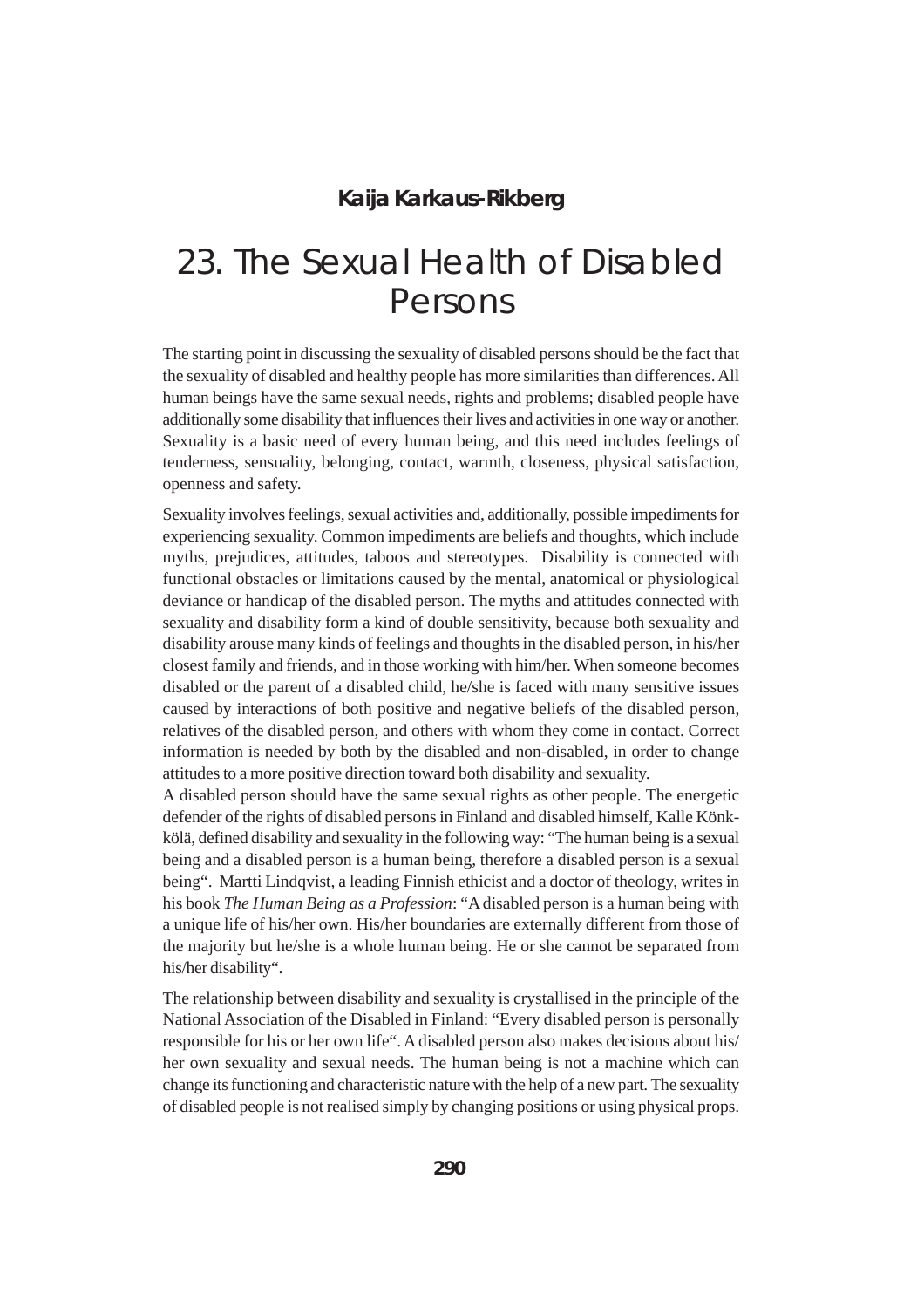**Kaija Karkaus-Rikberg**

# 23. The Sexual Health of Disabled Persons

The starting point in discussing the sexuality of disabled persons should be the fact that the sexuality of disabled and healthy people has more similarities than differences. All human beings have the same sexual needs, rights and problems; disabled people have additionally some disability that influences their lives and activities in one way or another. Sexuality is a basic need of every human being, and this need includes feelings of tenderness, sensuality, belonging, contact, warmth, closeness, physical satisfaction, openness and safety.

Sexuality involves feelings, sexual activities and, additionally, possible impediments for experiencing sexuality. Common impediments are beliefs and thoughts, which include myths, prejudices, attitudes, taboos and stereotypes. Disability is connected with functional obstacles or limitations caused by the mental, anatomical or physiological deviance or handicap of the disabled person. The myths and attitudes connected with sexuality and disability form a kind of double sensitivity, because both sexuality and disability arouse many kinds of feelings and thoughts in the disabled person, in his/her closest family and friends, and in those working with him/her. When someone becomes disabled or the parent of a disabled child, he/she is faced with many sensitive issues caused by interactions of both positive and negative beliefs of the disabled person, relatives of the disabled person, and others with whom they come in contact. Correct information is needed by both by the disabled and non-disabled, in order to change attitudes to a more positive direction toward both disability and sexuality.

A disabled person should have the same sexual rights as other people. The energetic defender of the rights of disabled persons in Finland and disabled himself, Kalle Könkkölä, defined disability and sexuality in the following way: "The human being is a sexual being and a disabled person is a human being, therefore a disabled person is a sexual being". Martti Lindqvist, a leading Finnish ethicist and a doctor of theology, writes in his book *The Human Being as a Profession*: "A disabled person is a human being with a unique life of his/her own. His/her boundaries are externally different from those of the majority but he/she is a whole human being. He or she cannot be separated from his/her disability".

The relationship between disability and sexuality is crystallised in the principle of the National Association of the Disabled in Finland: "Every disabled person is personally responsible for his or her own life". A disabled person also makes decisions about his/her own sexuality and sexual needs. The human being is not a machine which can change its functioning and characteristic nature with the help of a new part. The sexuality of disabled people is not realised simply by changing positions or using physical props.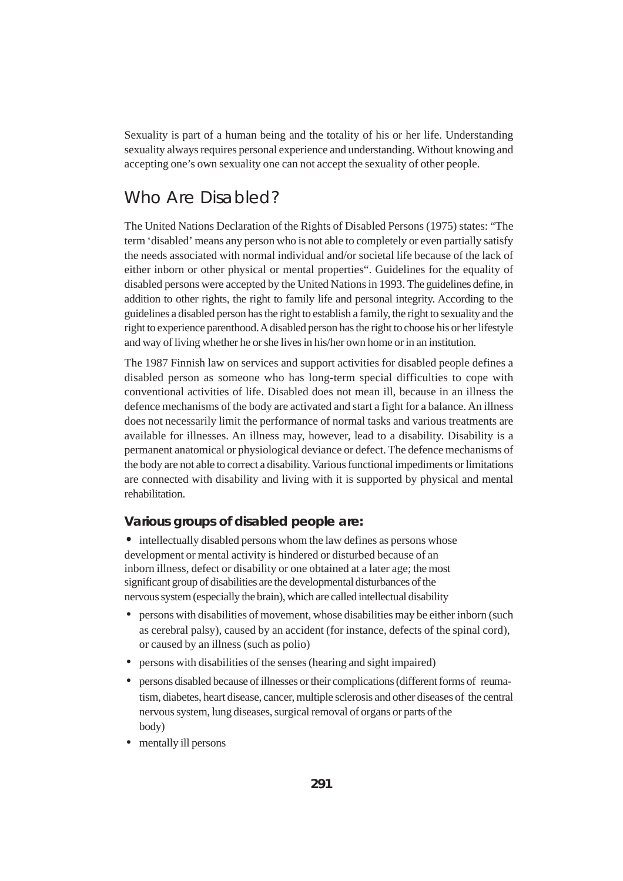Sexuality is part of a human being and the totality of his or her life. Understanding sexuality always requires personal experience and understanding. Without knowing and accepting one's own sexuality one can not accept the sexuality of other people.

## Who Are Disabled?

The United Nations Declaration of the Rights of Disabled Persons (1975) states: "The term 'disabled' means any person who is not able to completely or even partially satisfy the needs associated with normal individual and/or societal life because of the lack of either inborn or other physical or mental properties". Guidelines for the equality of disabled persons were accepted by the United Nations in 1993. The guidelines define, in addition to other rights, the right to family life and personal integrity. According to the guidelines a disabled person has the right to establish a family, the right to sexuality and the right to experience parenthood. A disabled person has the right to choose his or her lifestyle and way of living whether he or she lives in his/her own home or in an institution.

The 1987 Finnish law on services and support activities for disabled people defines a disabled person as someone who has long-term special difficulties to cope with conventional activities of life. Disabled does not mean ill, because in an illness the defence mechanisms of the body are activated and start a fight for a balance. An illness does not necessarily limit the performance of normal tasks and various treatments are available for illnesses. An illness may, however, lead to a disability. Disability is a permanent anatomical or physiological deviance or defect. The defence mechanisms of the body are not able to correct a disability. Various functional impediments or limitations are connected with disability and living with it is supported by physical and mental rehabilitation.

### Various groups of disabled people are:

- intellectually disabled persons whom the law defines as persons whose development or mental activity is hindered or disturbed because of an inborn illness, defect or disability or one obtained at a later age; the most significant group of disabilities are the developmental disturbances of the nervous system (especially the brain), which are called intellectual disability
- persons with disabilities of movement, whose disabilities may be either inborn (such as cerebral palsy), caused by an accident (for instance, defects of the spinal cord), or caused by an illness (such as polio)
- persons with disabilities of the senses (hearing and sight impaired)
- persons disabled because of illnesses or their complications (different forms of reumatism, diabetes, heart disease, cancer, multiple sclerosis and other diseases of the central nervous system, lung diseases, surgical removal of organs or parts of the body)
- mentally ill persons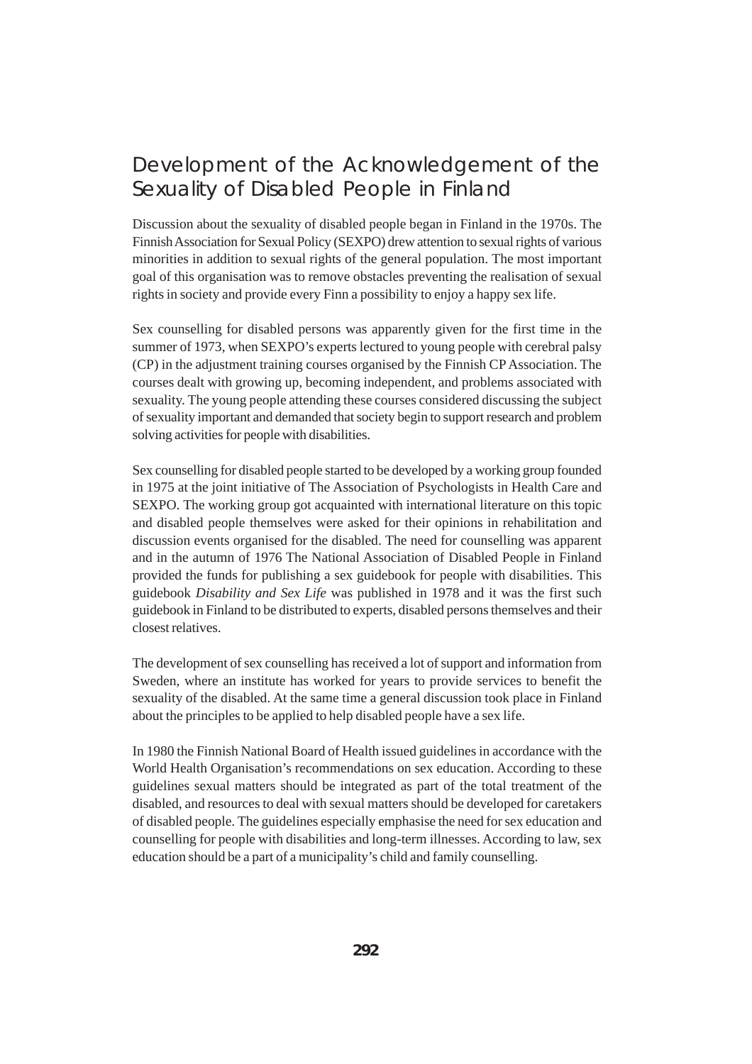## Development of the Acknowledgement of the Sexuality of Disabled People in Finland

Discussion about the sexuality of disabled people began in Finland in the 1970s. The Finnish Association for Sexual Policy (SEXPO) drew attention to sexual rights of various minorities in addition to sexual rights of the general population. The most important goal of this organisation was to remove obstacles preventing the realisation of sexual rights in society and provide every Finn a possibility to enjoy a happy sex life.

Sex counselling for disabled persons was apparently given for the first time in the summer of 1973, when SEXPO's experts lectured to young people with cerebral palsy (CP) in the adjustment training courses organised by the Finnish CP Association. The courses dealt with growing up, becoming independent, and problems associated with sexuality. The young people attending these courses considered discussing the subject of sexuality important and demanded that society begin to support research and problem solving activities for people with disabilities.

Sex counselling for disabled people started to be developed by a working group founded in 1975 at the joint initiative of The Association of Psychologists in Health Care and SEXPO. The working group got acquainted with international literature on this topic and disabled people themselves were asked for their opinions in rehabilitation and discussion events organised for the disabled. The need for counselling was apparent and in the autumn of 1976 The National Association of Disabled People in Finland provided the funds for publishing a sex guidebook for people with disabilities. This guidebook *Disability and Sex Life* was published in 1978 and it was the first such guidebook in Finland to be distributed to experts, disabled persons themselves and their closest relatives.

The development of sex counselling has received a lot of support and information from Sweden, where an institute has worked for years to provide services to benefit the sexuality of the disabled. At the same time a general discussion took place in Finland about the principles to be applied to help disabled people have a sex life.

In 1980 the Finnish National Board of Health issued guidelines in accordance with the World Health Organisation's recommendations on sex education. According to these guidelines sexual matters should be integrated as part of the total treatment of the disabled, and resources to deal with sexual matters should be developed for caretakers of disabled people. The guidelines especially emphasise the need for sex education and counselling for people with disabilities and long-term illnesses. According to law, sex education should be a part of a municipality's child and family counselling.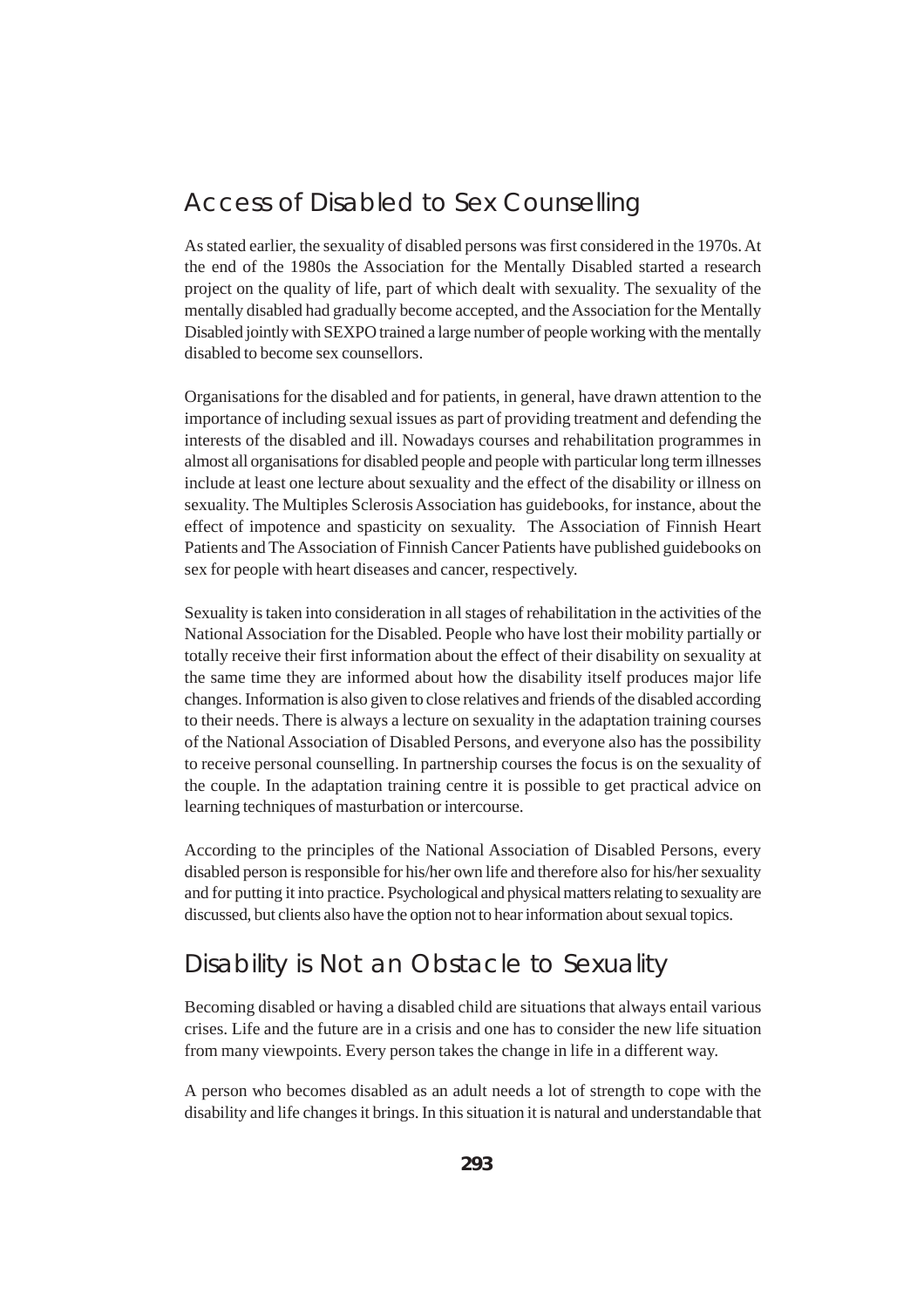## Access of Disabled to Sex Counselling

As stated earlier, the sexuality of disabled persons was first considered in the 1970s. At the end of the 1980s the Association for the Mentally Disabled started a research project on the quality of life, part of which dealt with sexuality. The sexuality of the mentally disabled had gradually become accepted, and the Association for the Mentally Disabled jointly with SEXPO trained a large number of people working with the mentally disabled to become sex counsellors.

Organisations for the disabled and for patients, in general, have drawn attention to the importance of including sexual issues as part of providing treatment and defending the interests of the disabled and ill. Nowadays courses and rehabilitation programmes in almost all organisations for disabled people and people with particular long term illnesses include at least one lecture about sexuality and the effect of the disability or illness on sexuality. The Multiples Sclerosis Association has guidebooks, for instance, about the effect of impotence and spasticity on sexuality. The Association of Finnish Heart Patients and The Association of Finnish Cancer Patients have published guidebooks on sex for people with heart diseases and cancer, respectively.

Sexuality is taken into consideration in all stages of rehabilitation in the activities of the National Association for the Disabled. People who have lost their mobility partially or totally receive their first information about the effect of their disability on sexuality at the same time they are informed about how the disability itself produces major life changes. Information is also given to close relatives and friends of the disabled according to their needs. There is always a lecture on sexuality in the adaptation training courses of the National Association of Disabled Persons, and everyone also has the possibility to receive personal counselling. In partnership courses the focus is on the sexuality of the couple. In the adaptation training centre it is possible to get practical advice on learning techniques of masturbation or intercourse.

According to the principles of the National Association of Disabled Persons, every disabled person is responsible for his/her own life and therefore also for his/her sexuality and for putting it into practice. Psychological and physical matters relating to sexuality are discussed, but clients also have the option not to hear information about sexual topics.

## Disability is Not an Obstacle to Sexuality

Becoming disabled or having a disabled child are situations that always entail various crises. Life and the future are in a crisis and one has to consider the new life situation from many viewpoints. Every person takes the change in life in a different way.

A person who becomes disabled as an adult needs a lot of strength to cope with the disability and life changes it brings. In this situation it is natural and understandable that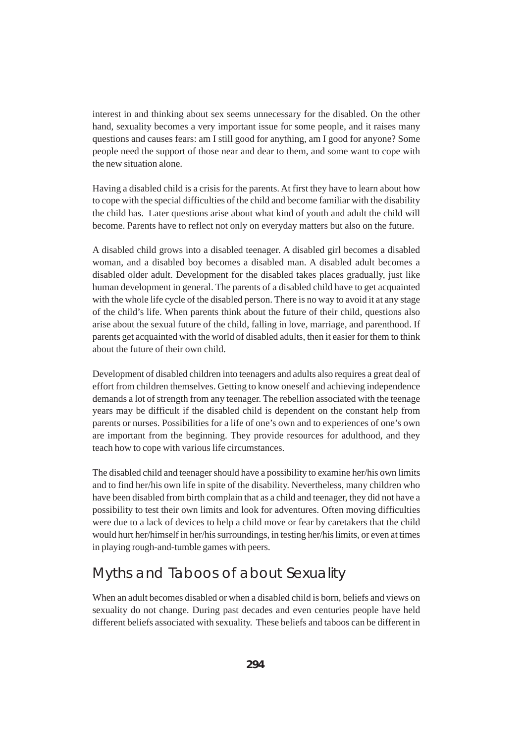interest in and thinking about sex seems unnecessary for the disabled. On the other hand, sexuality becomes a very important issue for some people, and it raises many questions and causes fears: am I still good for anything, am I good for anyone? Some people need the support of those near and dear to them, and some want to cope with the new situation alone.

Having a disabled child is a crisis for the parents. At first they have to learn about how to cope with the special difficulties of the child and become familiar with the disability the child has. Later questions arise about what kind of youth and adult the child will become. Parents have to reflect not only on everyday matters but also on the future.

A disabled child grows into a disabled teenager. A disabled girl becomes a disabled woman, and a disabled boy becomes a disabled man. A disabled adult becomes a disabled older adult. Development for the disabled takes places gradually, just like human development in general. The parents of a disabled child have to get acquainted with the whole life cycle of the disabled person. There is no way to avoid it at any stage of the child's life. When parents think about the future of their child, questions also arise about the sexual future of the child, falling in love, marriage, and parenthood. If parents get acquainted with the world of disabled adults, then it easier for them to think about the future of their own child.

Development of disabled children into teenagers and adults also requires a great deal of effort from children themselves. Getting to know oneself and achieving independence demands a lot of strength from any teenager. The rebellion associated with the teenage years may be difficult if the disabled child is dependent on the constant help from parents or nurses. Possibilities for a life of one's own and to experiences of one's own are important from the beginning. They provide resources for adulthood, and they teach how to cope with various life circumstances.

The disabled child and teenager should have a possibility to examine her/his own limits and to find her/his own life in spite of the disability. Nevertheless, many children who have been disabled from birth complain that as a child and teenager, they did not have a possibility to test their own limits and look for adventures. Often moving difficulties were due to a lack of devices to help a child move or fear by caretakers that the child would hurt her/himself in her/his surroundings, in testing her/his limits, or even at times in playing rough-and-tumble games with peers.

## Myths and Taboos of about Sexuality

When an adult becomes disabled or when a disabled child is born, beliefs and views on sexuality do not change. During past decades and even centuries people have held different beliefs associated with sexuality. These beliefs and taboos can be different in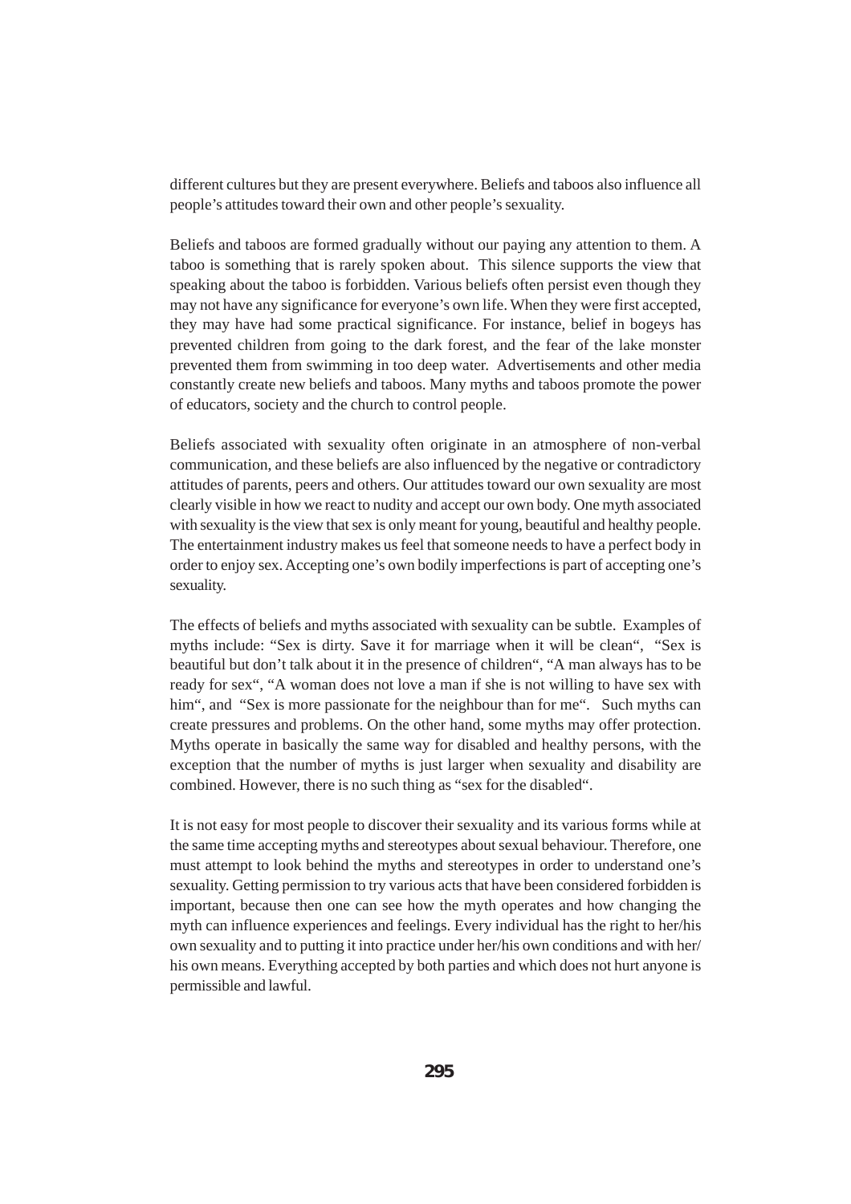different cultures but they are present everywhere. Beliefs and taboos also influence all people's attitudes toward their own and other people's sexuality.

Beliefs and taboos are formed gradually without our paying any attention to them. A taboo is something that is rarely spoken about. This silence supports the view that speaking about the taboo is forbidden. Various beliefs often persist even though they may not have any significance for everyone's own life. When they were first accepted, they may have had some practical significance. For instance, belief in bogeys has prevented children from going to the dark forest, and the fear of the lake monster prevented them from swimming in too deep water. Advertisements and other media constantly create new beliefs and taboos. Many myths and taboos promote the power of educators, society and the church to control people.

Beliefs associated with sexuality often originate in an atmosphere of non-verbal communication, and these beliefs are also influenced by the negative or contradictory attitudes of parents, peers and others. Our attitudes toward our own sexuality are most clearly visible in how we react to nudity and accept our own body. One myth associated with sexuality is the view that sex is only meant for young, beautiful and healthy people. The entertainment industry makes us feel that someone needs to have a perfect body in order to enjoy sex. Accepting one's own bodily imperfections is part of accepting one's sexuality.

The effects of beliefs and myths associated with sexuality can be subtle. Examples of myths include: "Sex is dirty. Save it for marriage when it will be clean", "Sex is beautiful but don't talk about it in the presence of children", "A man always has to be ready for sex", "A woman does not love a man if she is not willing to have sex with him", and "Sex is more passionate for the neighbour than for me". Such myths can create pressures and problems. On the other hand, some myths may offer protection. Myths operate in basically the same way for disabled and healthy persons, with the exception that the number of myths is just larger when sexuality and disability are combined. However, there is no such thing as "sex for the disabled".

It is not easy for most people to discover their sexuality and its various forms while at the same time accepting myths and stereotypes about sexual behaviour. Therefore, one must attempt to look behind the myths and stereotypes in order to understand one's sexuality. Getting permission to try various acts that have been considered forbidden is important, because then one can see how the myth operates and how changing the myth can influence experiences and feelings. Every individual has the right to her/his own sexuality and to putting it into practice under her/his own conditions and with her/his own means. Everything accepted by both parties and which does not hurt anyone is permissible and lawful.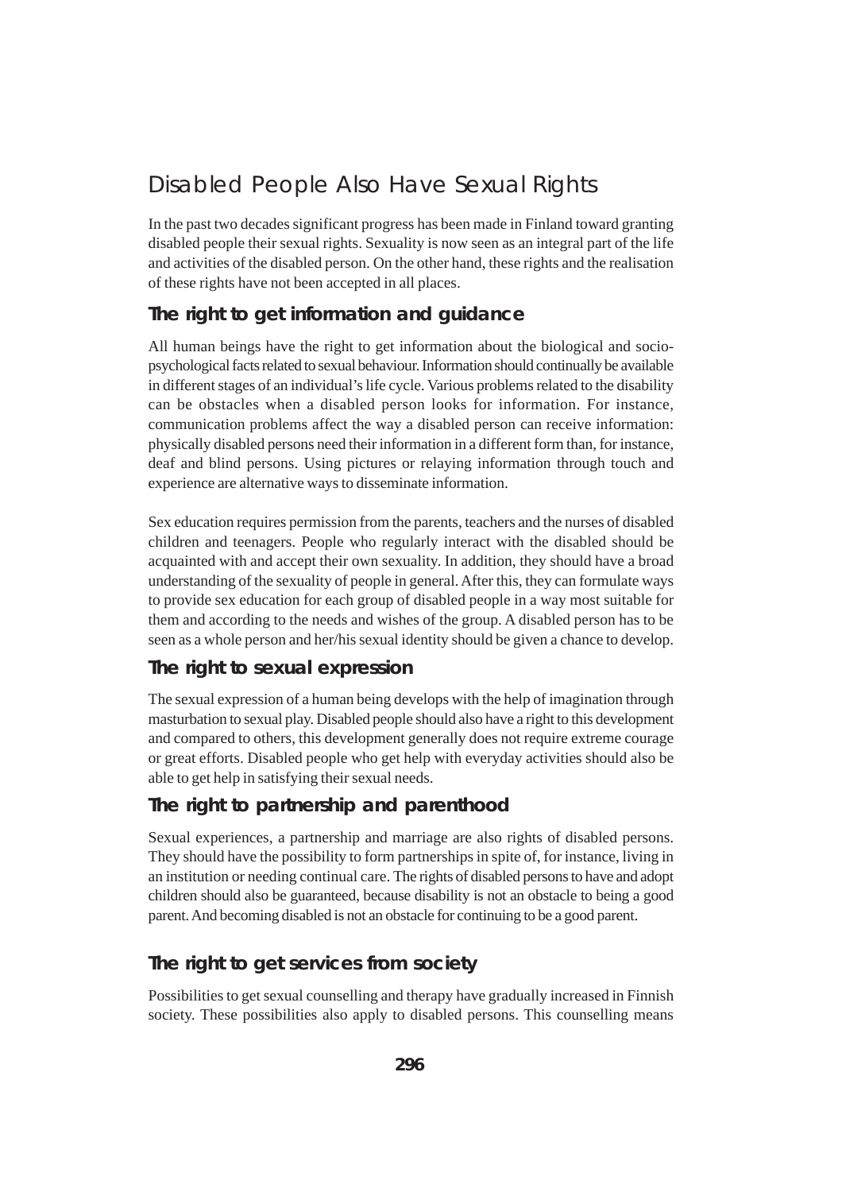# Disabled People Also Have Sexual Rights

In the past two decades significant progress has been made in Finland toward granting disabled people their sexual rights. Sexuality is now seen as an integral part of the life and activities of the disabled person. On the other hand, these rights and the realisation of these rights have not been accepted in all places.

## The right to get information and guidance

All human beings have the right to get information about the biological and socio-psychological facts related to sexual behaviour. Information should continually be available in different stages of an individual's life cycle. Various problems related to the disability can be obstacles when a disabled person looks for information. For instance, communication problems affect the way a disabled person can receive information: physically disabled persons need their information in a different form than, for instance, deaf and blind persons. Using pictures or relaying information through touch and experience are alternative ways to disseminate information.

Sex education requires permission from the parents, teachers and the nurses of disabled children and teenagers. People who regularly interact with the disabled should be acquainted with and accept their own sexuality. In addition, they should have a broad understanding of the sexuality of people in general. After this, they can formulate ways to provide sex education for each group of disabled people in a way most suitable for them and according to the needs and wishes of the group. A disabled person has to be seen as a whole person and her/his sexual identity should be given a chance to develop.

## The right to sexual expression

The sexual expression of a human being develops with the help of imagination through masturbation to sexual play. Disabled people should also have a right to this development and compared to others, this development generally does not require extreme courage or great efforts. Disabled people who get help with everyday activities should also be able to get help in satisfying their sexual needs.

## The right to partnership and parenthood

Sexual experiences, a partnership and marriage are also rights of disabled persons. They should have the possibility to form partnerships in spite of, for instance, living in an institution or needing continual care. The rights of disabled persons to have and adopt children should also be guaranteed, because disability is not an obstacle to being a good parent. And becoming disabled is not an obstacle for continuing to be a good parent.

## The right to get services from society

Possibilities to get sexual counselling and therapy have gradually increased in Finnish society. These possibilities also apply to disabled persons. This counselling means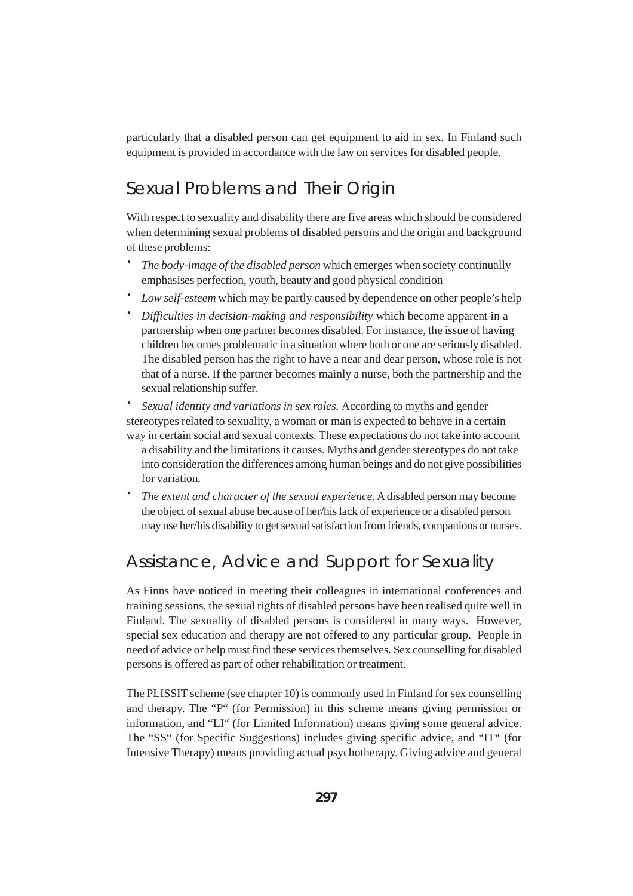particularly that a disabled person can get equipment to aid in sex. In Finland such equipment is provided in accordance with the law on services for disabled people.

## Sexual Problems and Their Origin

With respect to sexuality and disability there are five areas which should be considered when determining sexual problems of disabled persons and the origin and background of these problems:

- *The body-image of the disabled person* which emerges when society continually emphasises perfection, youth, beauty and good physical condition
- *Low self-esteem* which may be partly caused by dependence on other people's help
- *Difficulties in decision-making and responsibility* which become apparent in a partnership when one partner becomes disabled. For instance, the issue of having children becomes problematic in a situation where both or one are seriously disabled. The disabled person has the right to have a near and dear person, whose role is not that of a nurse. If the partner becomes mainly a nurse, both the partnership and the sexual relationship suffer.
- *Sexual identity and variations in sex roles.* According to myths and gender stereotypes related to sexuality, a woman or man is expected to behave in a certain way in certain social and sexual contexts. These expectations do not take into account a disability and the limitations it causes. Myths and gender stereotypes do not take into consideration the differences among human beings and do not give possibilities for variation.
- *The extent and character of the sexual experience.* A disabled person may become the object of sexual abuse because of her/his lack of experience or a disabled person may use her/his disability to get sexual satisfaction from friends, companions or nurses.

## Assistance, Advice and Support for Sexuality

As Finns have noticed in meeting their colleagues in international conferences and training sessions, the sexual rights of disabled persons have been realised quite well in Finland. The sexuality of disabled persons is considered in many ways. However, special sex education and therapy are not offered to any particular group. People in need of advice or help must find these services themselves. Sex counselling for disabled persons is offered as part of other rehabilitation or treatment.

The PLISSIT scheme (see chapter 10) is commonly used in Finland for sex counselling and therapy. The "P" (for Permission) in this scheme means giving permission or information, and "LI" (for Limited Information) means giving some general advice. The "SS" (for Specific Suggestions) includes giving specific advice, and "IT" (for Intensive Therapy) means providing actual psychotherapy. Giving advice and general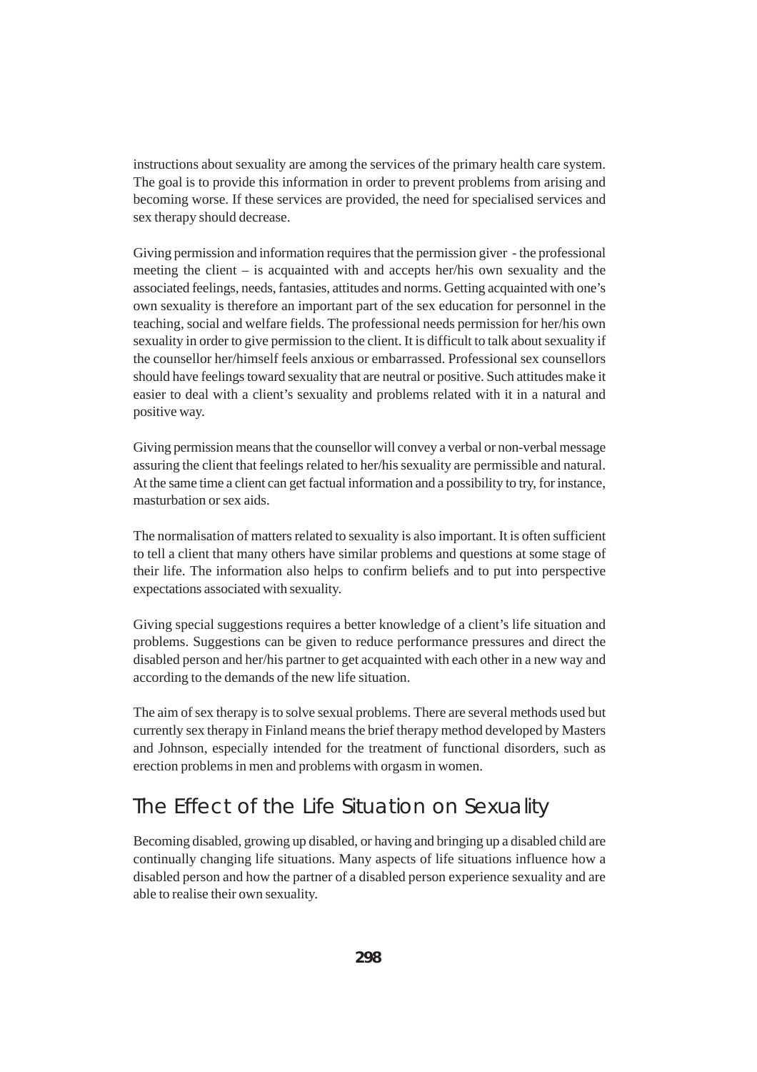instructions about sexuality are among the services of the primary health care system. The goal is to provide this information in order to prevent problems from arising and becoming worse. If these services are provided, the need for specialised services and sex therapy should decrease.

Giving permission and information requires that the permission giver - the professional meeting the client – is acquainted with and accepts her/his own sexuality and the associated feelings, needs, fantasies, attitudes and norms. Getting acquainted with one's own sexuality is therefore an important part of the sex education for personnel in the teaching, social and welfare fields. The professional needs permission for her/his own sexuality in order to give permission to the client. It is difficult to talk about sexuality if the counsellor her/himself feels anxious or embarrassed. Professional sex counsellors should have feelings toward sexuality that are neutral or positive. Such attitudes make it easier to deal with a client's sexuality and problems related with it in a natural and positive way.

Giving permission means that the counsellor will convey a verbal or non-verbal message assuring the client that feelings related to her/his sexuality are permissible and natural. At the same time a client can get factual information and a possibility to try, for instance, masturbation or sex aids.

The normalisation of matters related to sexuality is also important. It is often sufficient to tell a client that many others have similar problems and questions at some stage of their life. The information also helps to confirm beliefs and to put into perspective expectations associated with sexuality.

Giving special suggestions requires a better knowledge of a client's life situation and problems. Suggestions can be given to reduce performance pressures and direct the disabled person and her/his partner to get acquainted with each other in a new way and according to the demands of the new life situation.

The aim of sex therapy is to solve sexual problems. There are several methods used but currently sex therapy in Finland means the brief therapy method developed by Masters and Johnson, especially intended for the treatment of functional disorders, such as erection problems in men and problems with orgasm in women.

## The Effect of the Life Situation on Sexuality

Becoming disabled, growing up disabled, or having and bringing up a disabled child are continually changing life situations. Many aspects of life situations influence how a disabled person and how the partner of a disabled person experience sexuality and are able to realise their own sexuality.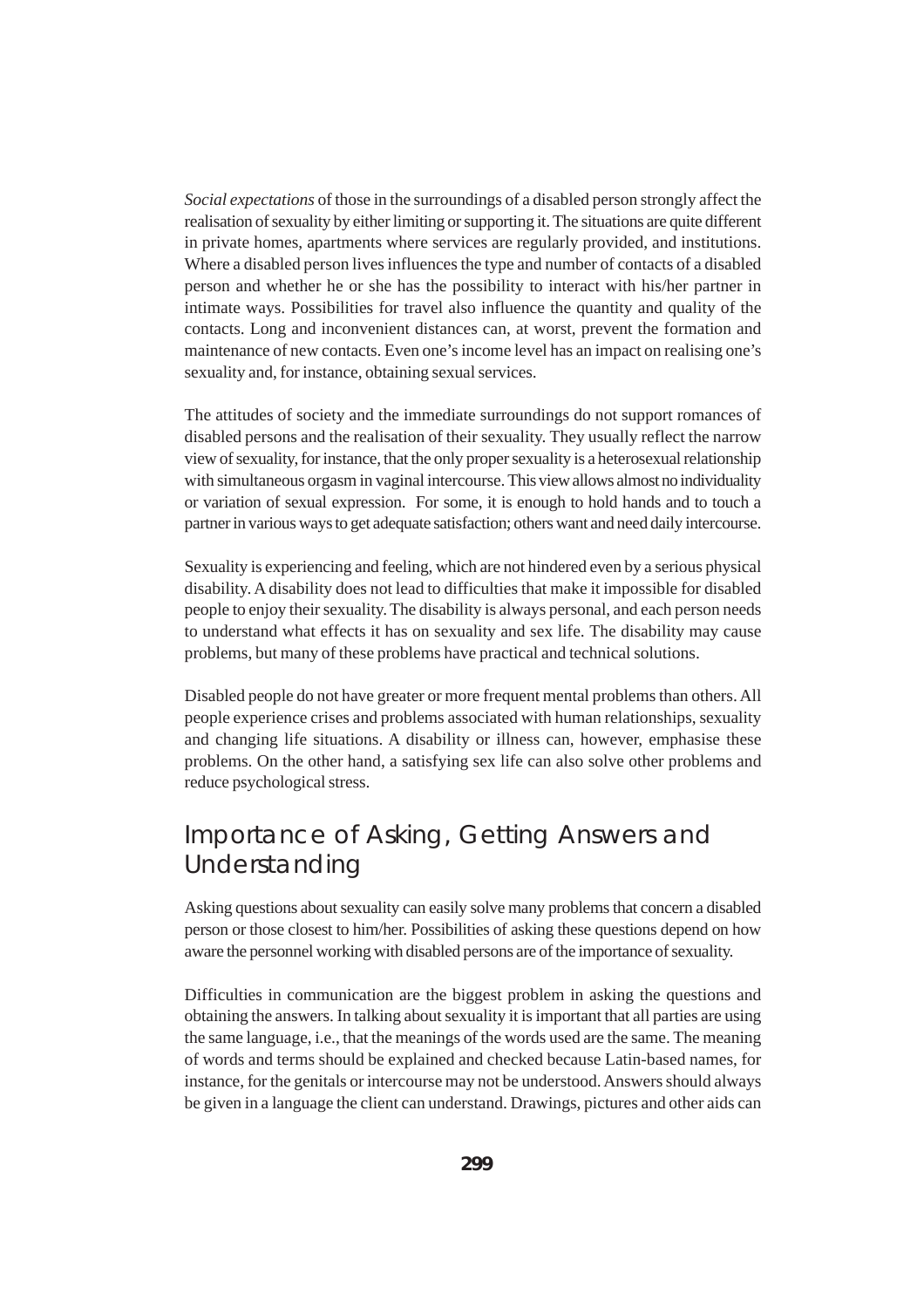*Social expectations* of those in the surroundings of a disabled person strongly affect the realisation of sexuality by either limiting or supporting it. The situations are quite different in private homes, apartments where services are regularly provided, and institutions. Where a disabled person lives influences the type and number of contacts of a disabled person and whether he or she has the possibility to interact with his/her partner in intimate ways. Possibilities for travel also influence the quantity and quality of the contacts. Long and inconvenient distances can, at worst, prevent the formation and maintenance of new contacts. Even one's income level has an impact on realising one's sexuality and, for instance, obtaining sexual services.

The attitudes of society and the immediate surroundings do not support romances of disabled persons and the realisation of their sexuality. They usually reflect the narrow view of sexuality, for instance, that the only proper sexuality is a heterosexual relationship with simultaneous orgasm in vaginal intercourse. This view allows almost no individuality or variation of sexual expression. For some, it is enough to hold hands and to touch a partner in various ways to get adequate satisfaction; others want and need daily intercourse.

Sexuality is experiencing and feeling, which are not hindered even by a serious physical disability. A disability does not lead to difficulties that make it impossible for disabled people to enjoy their sexuality. The disability is always personal, and each person needs to understand what effects it has on sexuality and sex life. The disability may cause problems, but many of these problems have practical and technical solutions.

Disabled people do not have greater or more frequent mental problems than others. All people experience crises and problems associated with human relationships, sexuality and changing life situations. A disability or illness can, however, emphasise these problems. On the other hand, a satisfying sex life can also solve other problems and reduce psychological stress.

## Importance of Asking, Getting Answers and Understanding

Asking questions about sexuality can easily solve many problems that concern a disabled person or those closest to him/her. Possibilities of asking these questions depend on how aware the personnel working with disabled persons are of the importance of sexuality.

Difficulties in communication are the biggest problem in asking the questions and obtaining the answers. In talking about sexuality it is important that all parties are using the same language, i.e., that the meanings of the words used are the same. The meaning of words and terms should be explained and checked because Latin-based names, for instance, for the genitals or intercourse may not be understood. Answers should always be given in a language the client can understand. Drawings, pictures and other aids can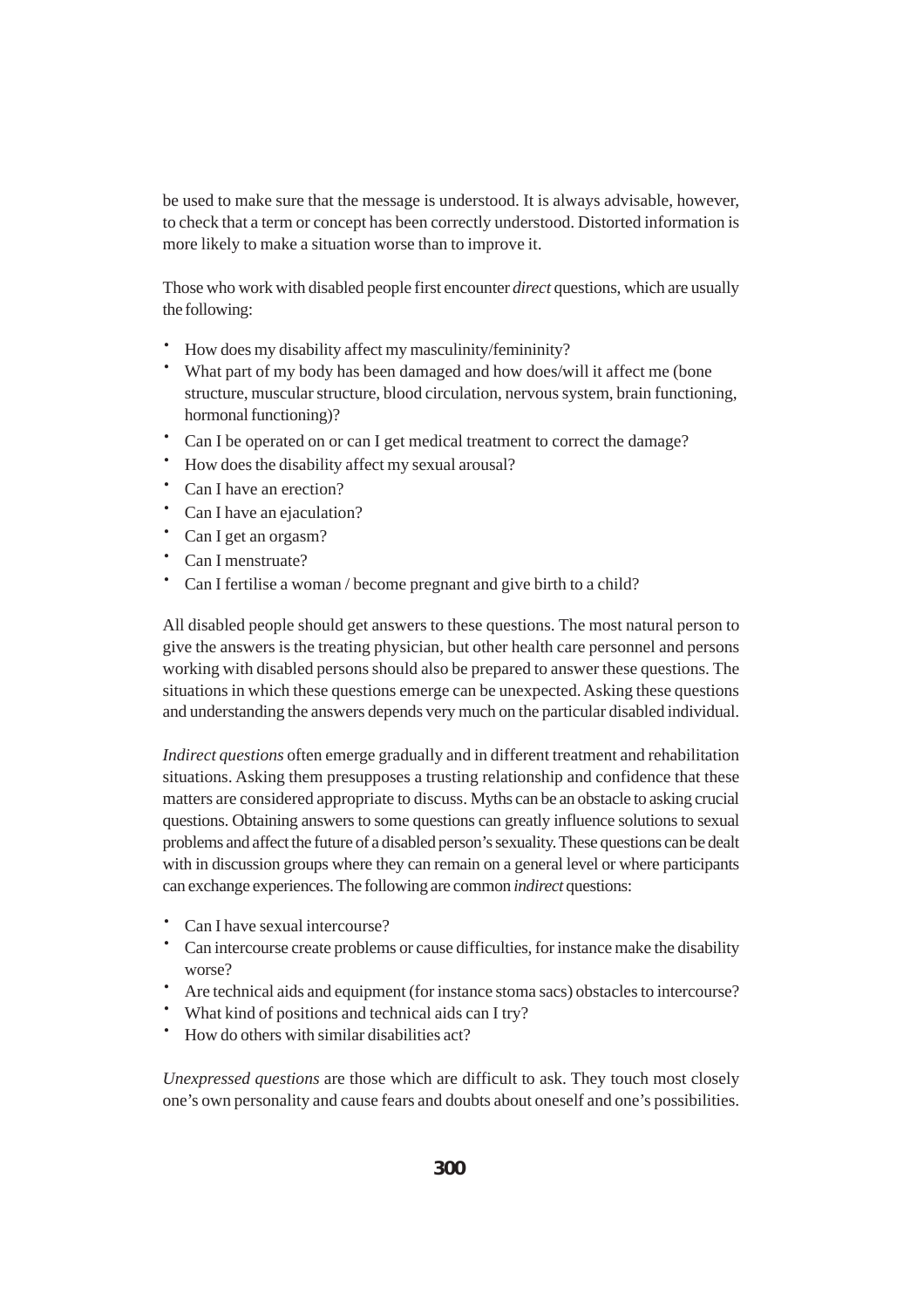be used to make sure that the message is understood. It is always advisable, however, to check that a term or concept has been correctly understood. Distorted information is more likely to make a situation worse than to improve it.

Those who work with disabled people first encounter *direct* questions, which are usually the following:

- How does my disability affect my masculinity/femininity?
- What part of my body has been damaged and how does/will it affect me (bone structure, muscular structure, blood circulation, nervous system, brain functioning, hormonal functioning)?
- Can I be operated on or can I get medical treatment to correct the damage?
- How does the disability affect my sexual arousal?
- Can I have an erection?
- Can I have an ejaculation?
- Can I get an orgasm?
- Can I menstruate?
- Can I fertilise a woman / become pregnant and give birth to a child?

All disabled people should get answers to these questions. The most natural person to give the answers is the treating physician, but other health care personnel and persons working with disabled persons should also be prepared to answer these questions. The situations in which these questions emerge can be unexpected. Asking these questions and understanding the answers depends very much on the particular disabled individual.

*Indirect questions* often emerge gradually and in different treatment and rehabilitation situations. Asking them presupposes a trusting relationship and confidence that these matters are considered appropriate to discuss. Myths can be an obstacle to asking crucial questions. Obtaining answers to some questions can greatly influence solutions to sexual problems and affect the future of a disabled person's sexuality. These questions can be dealt with in discussion groups where they can remain on a general level or where participants can exchange experiences. The following are common *indirect* questions:

- Can I have sexual intercourse?
- Can intercourse create problems or cause difficulties, for instance make the disability worse?
- Are technical aids and equipment (for instance stoma sacs) obstacles to intercourse?
- What kind of positions and technical aids can I try?
- How do others with similar disabilities act?

*Unexpressed questions* are those which are difficult to ask. They touch most closely one's own personality and cause fears and doubts about oneself and one's possibilities.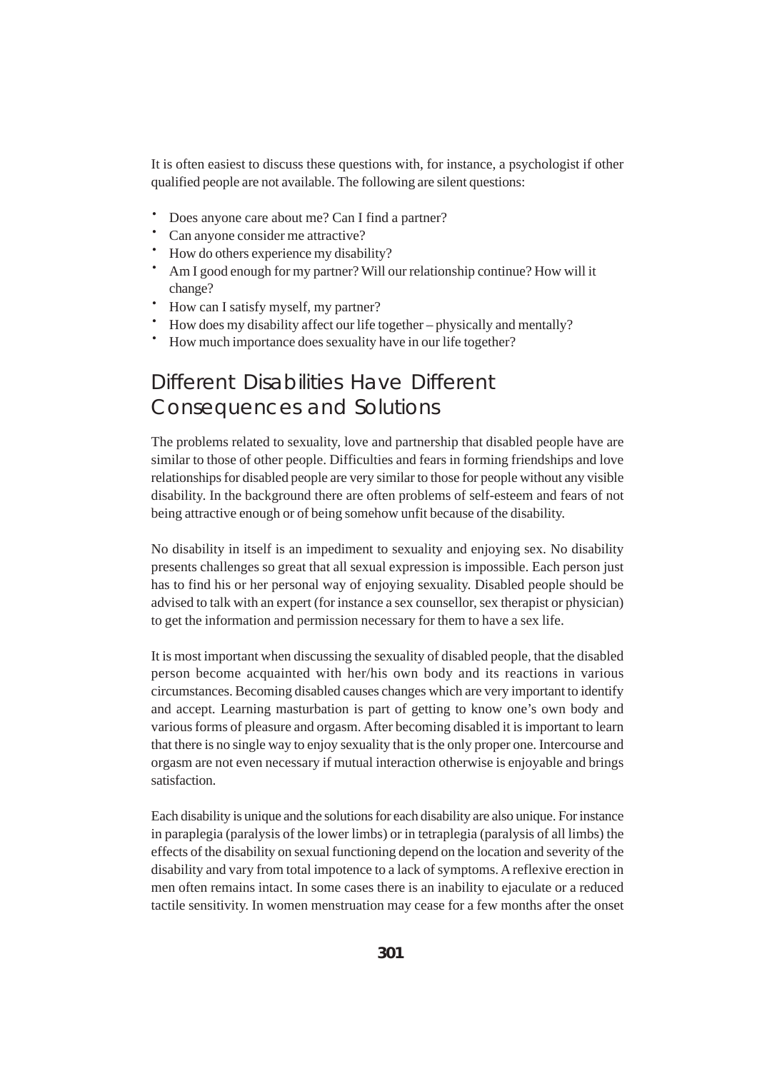It is often easiest to discuss these questions with, for instance, a psychologist if other qualified people are not available. The following are silent questions:

- Does anyone care about me? Can I find a partner?
- Can anyone consider me attractive?
- How do others experience my disability?
- Am I good enough for my partner? Will our relationship continue? How will it change?
- How can I satisfy myself, my partner?
- How does my disability affect our life together – physically and mentally?
- How much importance does sexuality have in our life together?

## Different Disabilities Have Different Consequences and Solutions

The problems related to sexuality, love and partnership that disabled people have are similar to those of other people. Difficulties and fears in forming friendships and love relationships for disabled people are very similar to those for people without any visible disability. In the background there are often problems of self-esteem and fears of not being attractive enough or of being somehow unfit because of the disability.

No disability in itself is an impediment to sexuality and enjoying sex. No disability presents challenges so great that all sexual expression is impossible. Each person just has to find his or her personal way of enjoying sexuality. Disabled people should be advised to talk with an expert (for instance a sex counsellor, sex therapist or physician) to get the information and permission necessary for them to have a sex life.

It is most important when discussing the sexuality of disabled people, that the disabled person become acquainted with her/his own body and its reactions in various circumstances. Becoming disabled causes changes which are very important to identify and accept. Learning masturbation is part of getting to know one's own body and various forms of pleasure and orgasm. After becoming disabled it is important to learn that there is no single way to enjoy sexuality that is the only proper one. Intercourse and orgasm are not even necessary if mutual interaction otherwise is enjoyable and brings satisfaction.

Each disability is unique and the solutions for each disability are also unique. For instance in paraplegia (paralysis of the lower limbs) or in tetraplegia (paralysis of all limbs) the effects of the disability on sexual functioning depend on the location and severity of the disability and vary from total impotence to a lack of symptoms. A reflexive erection in men often remains intact. In some cases there is an inability to ejaculate or a reduced tactile sensitivity. In women menstruation may cease for a few months after the onset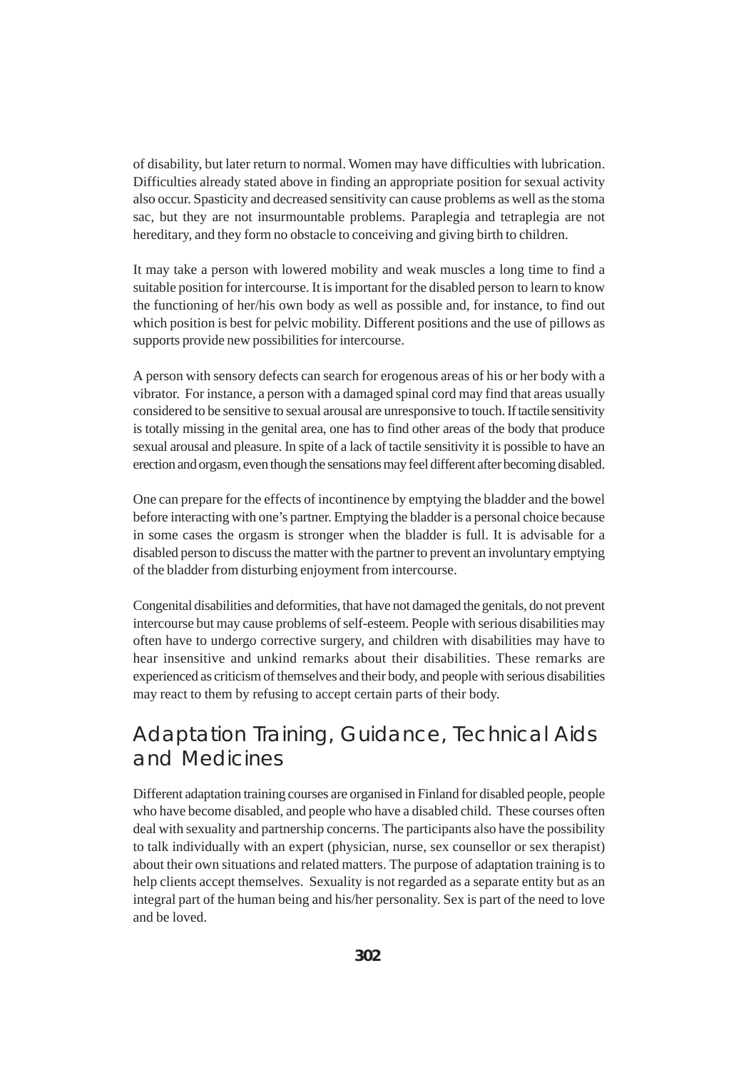of disability, but later return to normal. Women may have difficulties with lubrication. Difficulties already stated above in finding an appropriate position for sexual activity also occur. Spasticity and decreased sensitivity can cause problems as well as the stoma sac, but they are not insurmountable problems. Paraplegia and tetraplegia are not hereditary, and they form no obstacle to conceiving and giving birth to children.

It may take a person with lowered mobility and weak muscles a long time to find a suitable position for intercourse. It is important for the disabled person to learn to know the functioning of her/his own body as well as possible and, for instance, to find out which position is best for pelvic mobility. Different positions and the use of pillows as supports provide new possibilities for intercourse.

A person with sensory defects can search for erogenous areas of his or her body with a vibrator. For instance, a person with a damaged spinal cord may find that areas usually considered to be sensitive to sexual arousal are unresponsive to touch. If tactile sensitivity is totally missing in the genital area, one has to find other areas of the body that produce sexual arousal and pleasure. In spite of a lack of tactile sensitivity it is possible to have an erection and orgasm, even though the sensations may feel different after becoming disabled.

One can prepare for the effects of incontinence by emptying the bladder and the bowel before interacting with one's partner. Emptying the bladder is a personal choice because in some cases the orgasm is stronger when the bladder is full. It is advisable for a disabled person to discuss the matter with the partner to prevent an involuntary emptying of the bladder from disturbing enjoyment from intercourse.

Congenital disabilities and deformities, that have not damaged the genitals, do not prevent intercourse but may cause problems of self-esteem. People with serious disabilities may often have to undergo corrective surgery, and children with disabilities may have to hear insensitive and unkind remarks about their disabilities. These remarks are experienced as criticism of themselves and their body, and people with serious disabilities may react to them by refusing to accept certain parts of their body.

## Adaptation Training, Guidance, Technical Aids and Medicines

Different adaptation training courses are organised in Finland for disabled people, people who have become disabled, and people who have a disabled child. These courses often deal with sexuality and partnership concerns. The participants also have the possibility to talk individually with an expert (physician, nurse, sex counsellor or sex therapist) about their own situations and related matters. The purpose of adaptation training is to help clients accept themselves. Sexuality is not regarded as a separate entity but as an integral part of the human being and his/her personality. Sex is part of the need to love and be loved.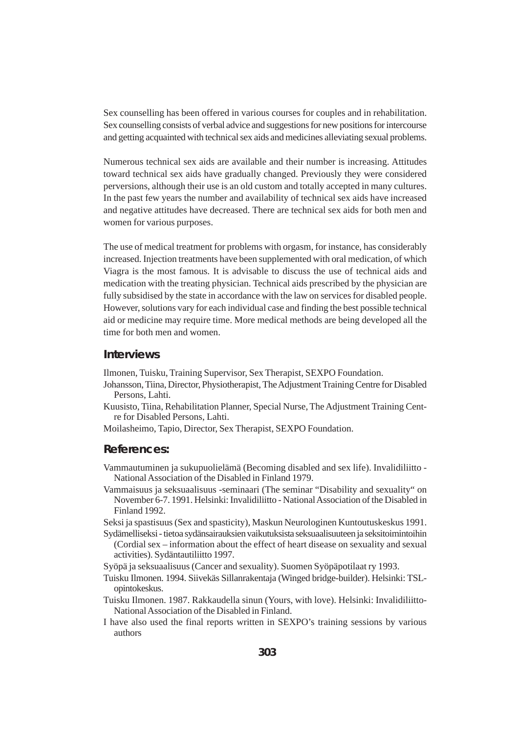Sex counselling has been offered in various courses for couples and in rehabilitation. Sex counselling consists of verbal advice and suggestions for new positions for intercourse and getting acquainted with technical sex aids and medicines alleviating sexual problems.

Numerous technical sex aids are available and their number is increasing. Attitudes toward technical sex aids have gradually changed. Previously they were considered perversions, although their use is an old custom and totally accepted in many cultures. In the past few years the number and availability of technical sex aids have increased and negative attitudes have decreased. There are technical sex aids for both men and women for various purposes.

The use of medical treatment for problems with orgasm, for instance, has considerably increased. Injection treatments have been supplemented with oral medication, of which Viagra is the most famous. It is advisable to discuss the use of technical aids and medication with the treating physician. Technical aids prescribed by the physician are fully subsidised by the state in accordance with the law on services for disabled people. However, solutions vary for each individual case and finding the best possible technical aid or medicine may require time. More medical methods are being developed all the time for both men and women.

## Interviews

Ilmonen, Tuisku, Training Supervisor, Sex Therapist, SEXPO Foundation.

Johansson, Tiina, Director, Physiotherapist, The Adjustment Training Centre for Disabled Persons, Lahti.

Kuusisto, Tiina, Rehabilitation Planner, Special Nurse, The Adjustment Training Centre for Disabled Persons, Lahti.

Moilasheimo, Tapio, Director, Sex Therapist, SEXPO Foundation.

## References:

Vammautuminen ja sukupuolielämä (Becoming disabled and sex life). Invalidiliitto - National Association of the Disabled in Finland 1979.

Vammaisuus ja seksuaalisuus -seminaari (The seminar "Disability and sexuality" on November 6-7. 1991. Helsinki: Invalidiliitto - National Association of the Disabled in Finland 1992.

Seksi ja spastisuus (Sex and spasticity), Maskun Neurologinen Kuntoutuskeskus 1991.

Sydämelliseksi - tietoa sydänsairauksien vaikutuksista seksuaalisuuteen ja seksitoimintoihin (Cordial sex – information about the effect of heart disease on sexuality and sexual activities). Sydäntautiliitto 1997.

Syöpä ja seksuaalisuus (Cancer and sexuality). Suomen Syöpäpotilaat ry 1993.

Tuisku Ilmonen. 1994. Siivekäs Sillanrakentaja (Winged bridge-builder). Helsinki: TSL-opintokeskus.

Tuisku Ilmonen. 1987. Rakkaudella sinun (Yours, with love). Helsinki: Invalidiliitto-National Association of the Disabled in Finland.

I have also used the final reports written in SEXPO's training sessions by various authors